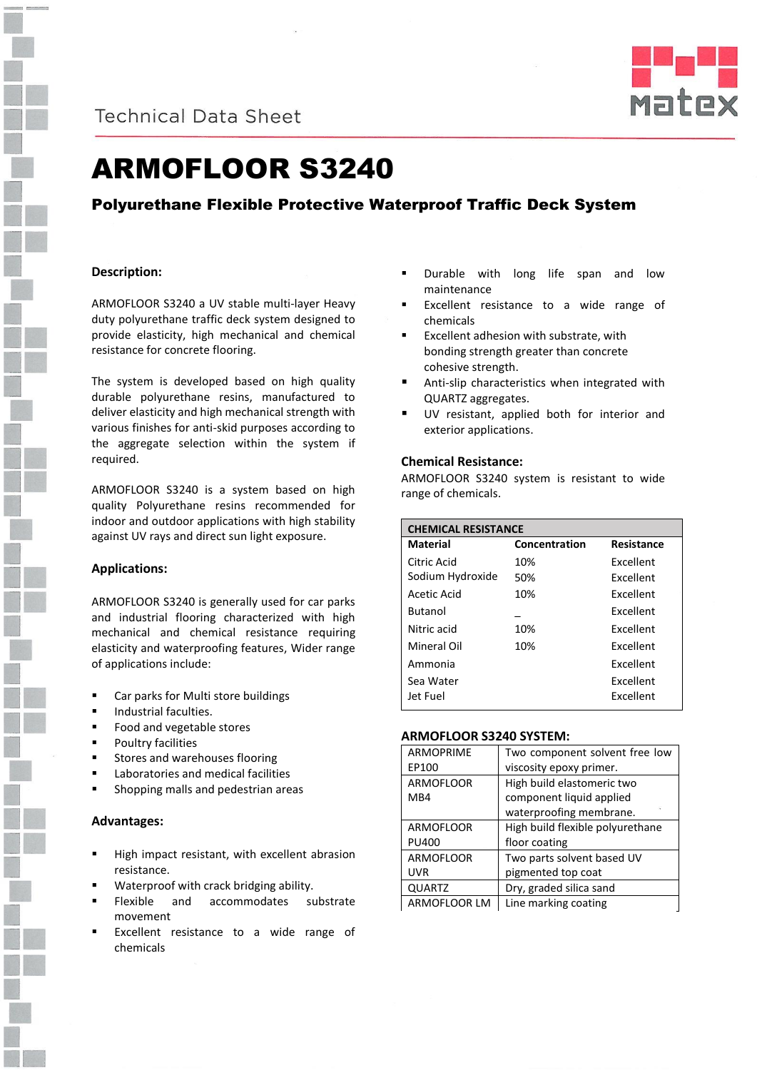Technical Data Sheet

# ARMOFLOOR S3240

## Polyurethane Flexible Protective Waterproof Traffic Deck System

### Description:

ARMOFLOOR S3240 a UV stable multi-layer Heavy duty polyurethane traffic deck system designed to provide elasticity, high mechanical and chemical resistance for concrete flooring.

The system is developed based on high quality durable polyurethane resins, manufactured to deliver elasticity and high mechanical strength with various finishes for anti-skid purposes according to the aggregate selection within the system if required.

ARMOFLOOR S3240 is a system based on high quality Polyurethane resins recommended for indoor and outdoor applications with high stability against UV rays and direct sun light exposure.

### Applications:

ARMOFLOOR S3240 is generally used for car parks and industrial flooring characterized with high mechanical and chemical resistance requiring elasticity and waterproofing features, Wider range of applications include:

- Car parks for Multi store buildings
- Industrial faculties.
- Food and vegetable stores
- Poultry facilities
- Stores and warehouses flooring
- Laboratories and medical facilities
- Shopping malls and pedestrian areas

### Advantages:

- High impact resistant, with excellent abrasion resistance.
- Waterproof with crack bridging ability.
- Flexible and accommodates substrate movement
- Excellent resistance to a wide range of chemicals
- Durable with long life span and low maintenance
- Excellent resistance to a wide range of chemicals
- Excellent adhesion with substrate, with bonding strength greater than concrete cohesive strength.
- Anti-slip characteristics when integrated with QUARTZ aggregates.
- UV resistant, applied both for interior and exterior applications.

### Chemical Resistance:

ARMOFLOOR S3240 system is resistant to wide range of chemicals.

| CHEMICAL RESISTANCE | | |
|---|---|---|
| **Material** | **Concentration** | **Resistance** |
| Citric Acid | 10% | Excellent |
| Sodium Hydroxide | 50% | Excellent |
| Acetic Acid | 10% | Excellent |
| Butanol | _ | Excellent |
| Nitric acid | 10% | Excellent |
| Mineral Oil | 10% | Excellent |
| Ammonia | | Excellent |
| Sea Water | | Excellent |
| Jet Fuel | | Excellent |

### ARMOFLOOR S3240 SYSTEM:

| | |
|---|---|
| ARMOPRIME EP100 | Two component solvent free low viscosity epoxy primer. |
| ARMOFLOOR MB4 | High build elastomeric two component liquid applied waterproofing membrane. |
| ARMOFLOOR PU400 | High build flexible polyurethane floor coating |
| ARMOFLOOR UVR | Two parts solvent based UV pigmented top coat |
| QUARTZ | Dry, graded silica sand |
| ARMOFLOOR LM | Line marking coating |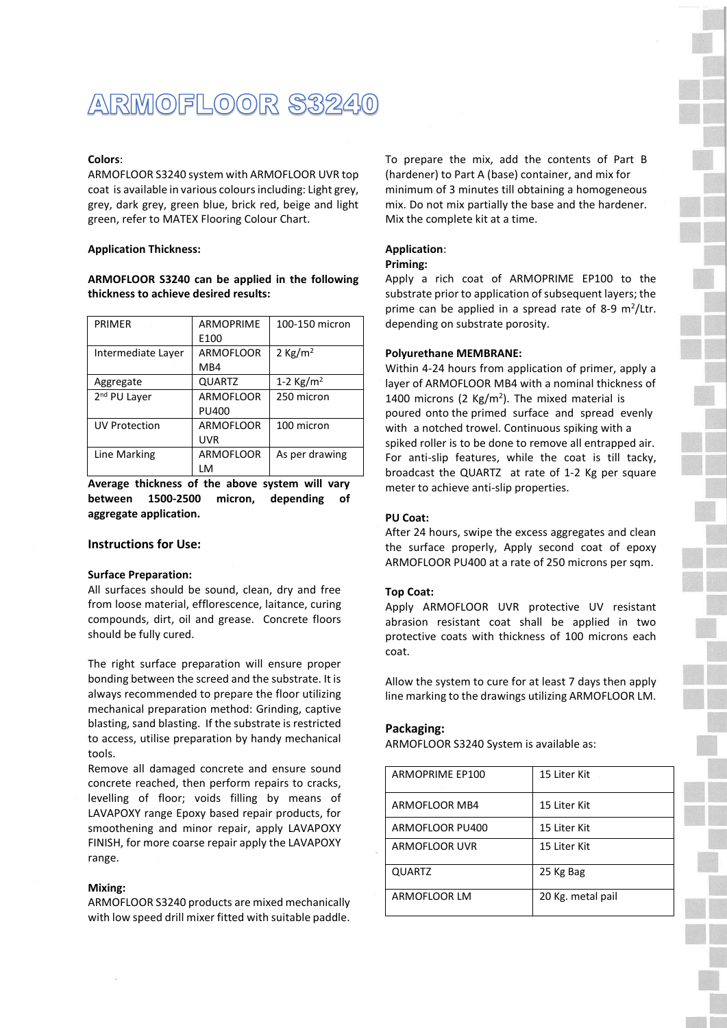# ARMOFLOOR S3240

**Colors**:
ARMOFLOOR S3240 system with ARMOFLOOR UVR top coat is available in various colours including: Light grey, grey, dark grey, green blue, brick red, beige and light green, refer to MATEX Flooring Colour Chart.

**Application Thickness:**

**ARMOFLOOR S3240 can be applied in the following thickness to achieve desired results:**

| PRIMER | ARMOPRIME E100 | 100-150 micron |
|---|---|---|
| Intermediate Layer | ARMOFLOOR MB4 | 2 Kg/m$^2$ |
| Aggregate | QUARTZ | 1-2 Kg/m$^2$ |
| 2nd PU Layer | ARMOFLOOR PU400 | 250 micron |
| UV Protection | ARMOFLOOR UVR | 100 micron |
| Line Marking | ARMOFLOOR LM | As per drawing |

**Average thickness of the above system will vary between 1500-2500 micron, depending of aggregate application.**

### Instructions for Use:

**Surface Preparation:**
All surfaces should be sound, clean, dry and free from loose material, efflorescence, laitance, curing compounds, dirt, oil and grease. Concrete floors should be fully cured.

The right surface preparation will ensure proper bonding between the screed and the substrate. It is always recommended to prepare the floor utilizing mechanical preparation method: Grinding, captive blasting, sand blasting. If the substrate is restricted to access, utilise preparation by handy mechanical tools.
Remove all damaged concrete and ensure sound concrete reached, then perform repairs to cracks, levelling of floor; voids filling by means of LAVAPOXY range Epoxy based repair products, for smoothening and minor repair, apply LAVAPOXY FINISH, for more coarse repair apply the LAVAPOXY range.

**Mixing:**
ARMOFLOOR S3240 products are mixed mechanically with low speed drill mixer fitted with suitable paddle.

To prepare the mix, add the contents of Part B (hardener) to Part A (base) container, and mix for minimum of 3 minutes till obtaining a homogeneous mix. Do not mix partially the base and the hardener. Mix the complete kit at a time.

**Application**:
**Priming:**
Apply a rich coat of ARMOPRIME EP100 to the substrate prior to application of subsequent layers; the prime can be applied in a spread rate of 8-9 m$^2$/Ltr. depending on substrate porosity.

**Polyurethane MEMBRANE:**
Within 4-24 hours from application of primer, apply a layer of ARMOFLOOR MB4 with a nominal thickness of 1400 microns (2 Kg/m$^2$). The mixed material is poured onto the primed surface and spread evenly with a notched trowel. Continuous spiking with a spiked roller is to be done to remove all entrapped air. For anti-slip features, while the coat is till tacky, broadcast the QUARTZ at rate of 1-2 Kg per square meter to achieve anti-slip properties.

**PU Coat:**
After 24 hours, swipe the excess aggregates and clean the surface properly, Apply second coat of epoxy ARMOFLOOR PU400 at a rate of 250 microns per sqm.

**Top Coat:**
Apply ARMOFLOOR UVR protective UV resistant abrasion resistant coat shall be applied in two protective coats with thickness of 100 microns each coat.

Allow the system to cure for at least 7 days then apply line marking to the drawings utilizing ARMOFLOOR LM.

### Packaging:
ARMOFLOOR S3240 System is available as:

| ARMOPRIME EP100 | 15 Liter Kit |
|---|---|
| ARMOFLOOR MB4 | 15 Liter Kit |
| ARMOFLOOR PU400 | 15 Liter Kit |
| ARMOFLOOR UVR | 15 Liter Kit |
| QUARTZ | 25 Kg Bag |
| ARMOFLOOR LM | 20 Kg. metal pail |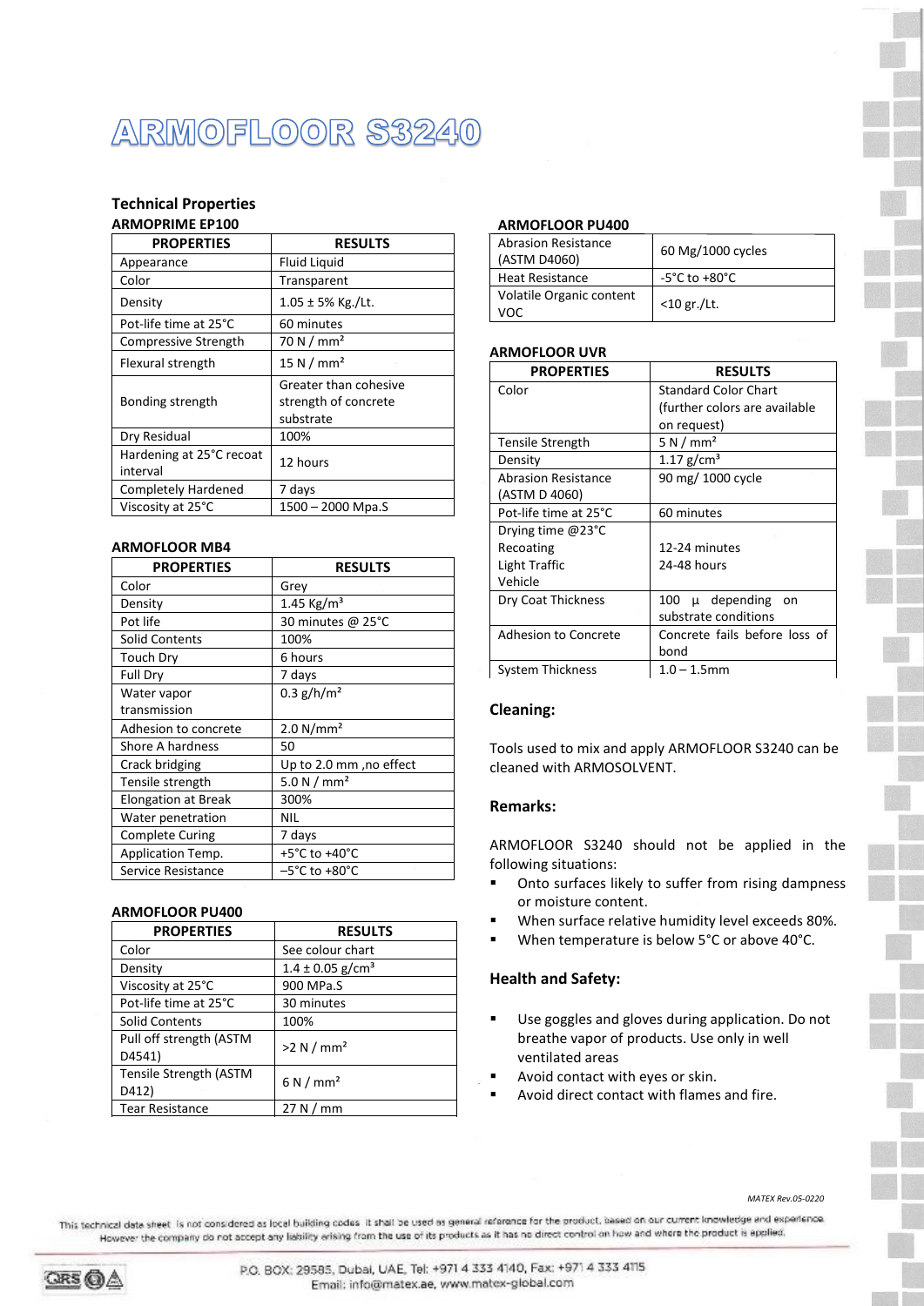# ARMOFLOOR S3240

## Technical Properties

### ARMOPRIME EP100

| PROPERTIES | RESULTS |
|---|---|
| Appearance | Fluid Liquid |
| Color | Transparent |
| Density | 1.05 ± 5% Kg./Lt. |
| Pot-life time at 25°C | 60 minutes |
| Compressive Strength | 70 N / mm² |
| Flexural strength | 15 N / mm² |
| Bonding strength | Greater than cohesive strength of concrete substrate |
| Dry Residual | 100% |
| Hardening at 25°C recoat interval | 12 hours |
| Completely Hardened | 7 days |
| Viscosity at 25°C | 1500 – 2000 Mpa.S |

### ARMOFLOOR MB4

| PROPERTIES | RESULTS |
|---|---|
| Color | Grey |
| Density | 1.45 Kg/m³ |
| Pot life | 30 minutes @ 25°C |
| Solid Contents | 100% |
| Touch Dry | 6 hours |
| Full Dry | 7 days |
| Water vapor transmission | 0.3 g/h/m² |
| Adhesion to concrete | 2.0 N/mm² |
| Shore A hardness | 50 |
| Crack bridging | Up to 2.0 mm ,no effect |
| Tensile strength | 5.0 N / mm² |
| Elongation at Break | 300% |
| Water penetration | NIL |
| Complete Curing | 7 days |
| Application Temp. | +5°C to +40°C |
| Service Resistance | –5°C to +80°C |

### ARMOFLOOR PU400

| PROPERTIES | RESULTS |
|---|---|
| Color | See colour chart |
| Density | 1.4 ± 0.05 g/cm³ |
| Viscosity at 25°C | 900 MPa.S |
| Pot-life time at 25°C | 30 minutes |
| Solid Contents | 100% |
| Pull off strength (ASTM D4541) | >2 N / mm² |
| Tensile Strength (ASTM D412) | 6 N / mm² |
| Tear Resistance | 27 N / mm |
| Abrasion Resistance (ASTM D4060) | 60 Mg/1000 cycles |
| Heat Resistance | -5°C to +80°C |
| Volatile Organic content VOC | <10 gr./Lt. |

### ARMOFLOOR UVR

| PROPERTIES | RESULTS |
|---|---|
| Color | Standard Color Chart (further colors are available on request) |
| Tensile Strength | 5 N / mm² |
| Density | 1.17 g/cm³ |
| Abrasion Resistance (ASTM D 4060) | 90 mg/ 1000 cycle |
| Pot-life time at 25°C | 60 minutes |
| Drying time @23°C Recoating Light Traffic Vehicle | 12-24 minutes 24-48 hours |
| Dry Coat Thickness | 100 µ depending on substrate conditions |
| Adhesion to Concrete | Concrete fails before loss of bond |
| System Thickness | 1.0 – 1.5mm |

## Cleaning:

Tools used to mix and apply ARMOFLOOR S3240 can be cleaned with ARMOSOLVENT.

## Remarks:

ARMOFLOOR S3240 should not be applied in the following situations:

- Onto surfaces likely to suffer from rising dampness or moisture content.
- When surface relative humidity level exceeds 80%.
- When temperature is below 5°C or above 40°C.

## Health and Safety:

- Use goggles and gloves during application. Do not breathe vapor of products. Use only in well ventilated areas
- Avoid contact with eyes or skin.
- Avoid direct contact with flames and fire.

*MATEX Rev.05-0220*

This technical data sheet is not considered as local building codes. It shall be used as general reference for the product, based on our current knowledge and experience. However the company do not accept any liability arising from the use of its products as it has no direct control on how and where the product is applied.

P.O. BOX: 29585, Dubai, UAE, Tel: +971 4 333 4140, Fax: +971 4 333 4115
Email: info@matex.ae, www.matex-global.com